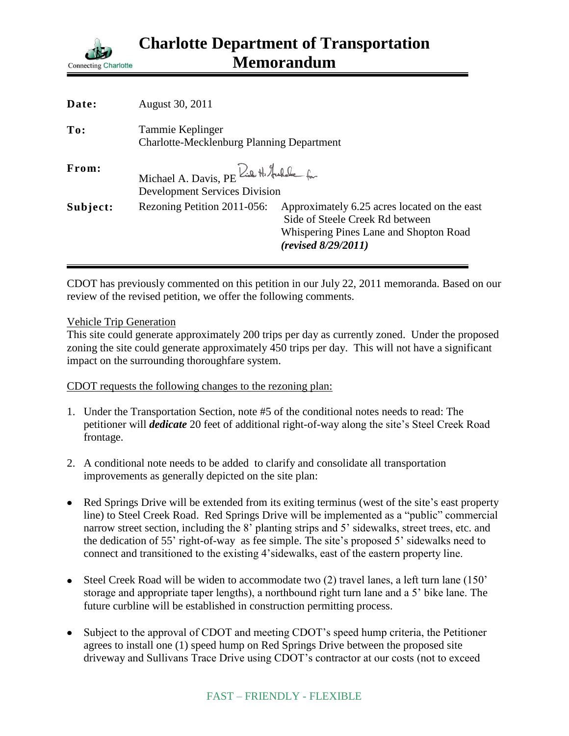# Charlotte Department of Transportation Memorandum

Connecting Charlotte

| | |
|---|---|
| **Date:** | August 30, 2011 |
| **To:** | Tammie Keplinger<br>Charlotte-Mecklenburg Planning Department |
| **From:** | Michael A. Davis, PE<br>Development Services Division |
| **Subject:** | Rezoning Petition 2011-056: Approximately 6.25 acres located on the east Side of Steele Creek Rd between Whispering Pines Lane and Shopton Road ***(revised 8/29/2011)*** |

CDOT has previously commented on this petition in our July 22, 2011 memoranda. Based on our review of the revised petition, we offer the following comments.

Vehicle Trip Generation

This site could generate approximately 200 trips per day as currently zoned. Under the proposed zoning the site could generate approximately 450 trips per day. This will not have a significant impact on the surrounding thoroughfare system.

CDOT requests the following changes to the rezoning plan:

1. Under the Transportation Section, note #5 of the conditional notes needs to read: The petitioner will ***dedicate*** 20 feet of additional right-of-way along the site's Steel Creek Road frontage.

2. A conditional note needs to be added to clarify and consolidate all transportation improvements as generally depicted on the site plan:

- Red Springs Drive will be extended from its exiting terminus (west of the site's east property line) to Steel Creek Road. Red Springs Drive will be implemented as a "public" commercial narrow street section, including the 8' planting strips and 5' sidewalks, street trees, etc. and the dedication of 55' right-of-way as fee simple. The site's proposed 5' sidewalks need to connect and transitioned to the existing 4'sidewalks, east of the eastern property line.

- Steel Creek Road will be widen to accommodate two (2) travel lanes, a left turn lane (150' storage and appropriate taper lengths), a northbound right turn lane and a 5' bike lane. The future curbline will be established in construction permitting process.

- Subject to the approval of CDOT and meeting CDOT's speed hump criteria, the Petitioner agrees to install one (1) speed hump on Red Springs Drive between the proposed site driveway and Sullivans Trace Drive using CDOT's contractor at our costs (not to exceed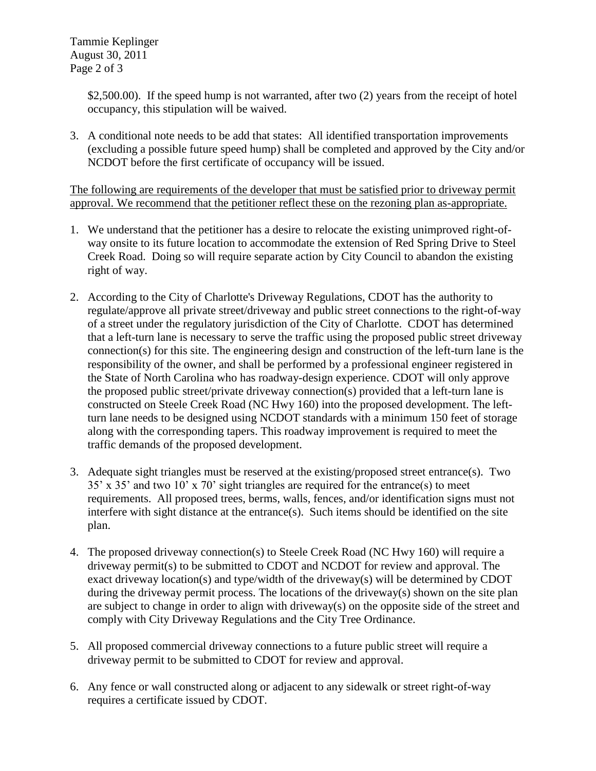$2,500.00). If the speed hump is not warranted, after two (2) years from the receipt of hotel occupancy, this stipulation will be waived.

3. A conditional note needs to be add that states: All identified transportation improvements (excluding a possible future speed hump) shall be completed and approved by the City and/or NCDOT before the first certificate of occupancy will be issued.

<u>The following are requirements of the developer that must be satisfied prior to driveway permit approval. We recommend that the petitioner reflect these on the rezoning plan as-appropriate.</u>

1. We understand that the petitioner has a desire to relocate the existing unimproved right-of-way onsite to its future location to accommodate the extension of Red Spring Drive to Steel Creek Road. Doing so will require separate action by City Council to abandon the existing right of way.

2. According to the City of Charlotte's Driveway Regulations, CDOT has the authority to regulate/approve all private street/driveway and public street connections to the right-of-way of a street under the regulatory jurisdiction of the City of Charlotte. CDOT has determined that a left-turn lane is necessary to serve the traffic using the proposed public street driveway connection(s) for this site. The engineering design and construction of the left-turn lane is the responsibility of the owner, and shall be performed by a professional engineer registered in the State of North Carolina who has roadway-design experience. CDOT will only approve the proposed public street/private driveway connection(s) provided that a left-turn lane is constructed on Steele Creek Road (NC Hwy 160) into the proposed development. The left-turn lane needs to be designed using NCDOT standards with a minimum 150 feet of storage along with the corresponding tapers. This roadway improvement is required to meet the traffic demands of the proposed development.

3. Adequate sight triangles must be reserved at the existing/proposed street entrance(s). Two 35' x 35' and two 10' x 70' sight triangles are required for the entrance(s) to meet requirements. All proposed trees, berms, walls, fences, and/or identification signs must not interfere with sight distance at the entrance(s). Such items should be identified on the site plan.

4. The proposed driveway connection(s) to Steele Creek Road (NC Hwy 160) will require a driveway permit(s) to be submitted to CDOT and NCDOT for review and approval. The exact driveway location(s) and type/width of the driveway(s) will be determined by CDOT during the driveway permit process. The locations of the driveway(s) shown on the site plan are subject to change in order to align with driveway(s) on the opposite side of the street and comply with City Driveway Regulations and the City Tree Ordinance.

5. All proposed commercial driveway connections to a future public street will require a driveway permit to be submitted to CDOT for review and approval.

6. Any fence or wall constructed along or adjacent to any sidewalk or street right-of-way requires a certificate issued by CDOT.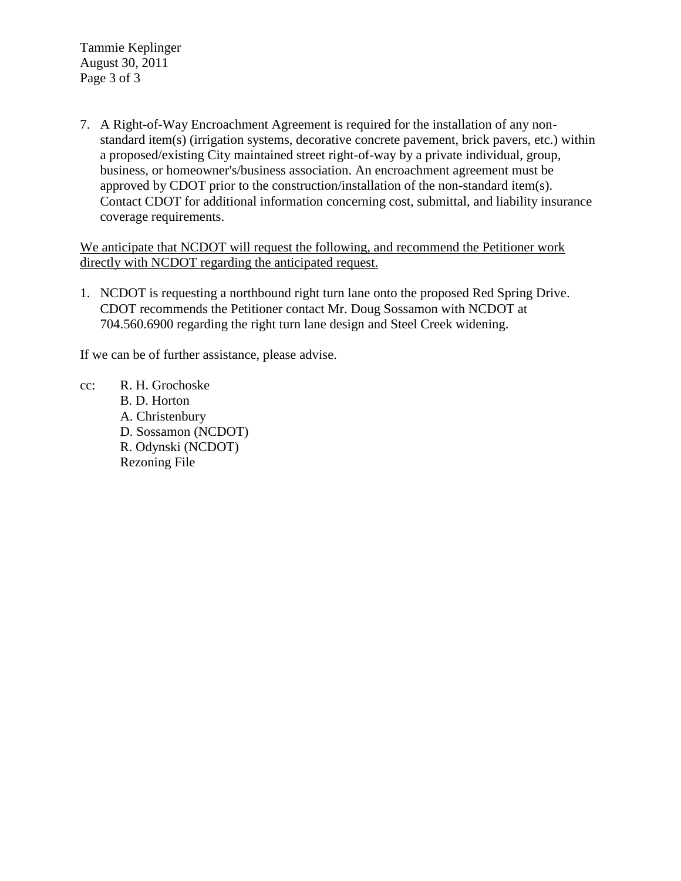7. A Right-of-Way Encroachment Agreement is required for the installation of any non-standard item(s) (irrigation systems, decorative concrete pavement, brick pavers, etc.) within a proposed/existing City maintained street right-of-way by a private individual, group, business, or homeowner's/business association. An encroachment agreement must be approved by CDOT prior to the construction/installation of the non-standard item(s). Contact CDOT for additional information concerning cost, submittal, and liability insurance coverage requirements.

<u>We anticipate that NCDOT will request the following, and recommend the Petitioner work directly with NCDOT regarding the anticipated request.</u>

1. NCDOT is requesting a northbound right turn lane onto the proposed Red Spring Drive. CDOT recommends the Petitioner contact Mr. Doug Sossamon with NCDOT at 704.560.6900 regarding the right turn lane design and Steel Creek widening.

If we can be of further assistance, please advise.

cc: R. H. Grochoske
B. D. Horton
A. Christenbury
D. Sossamon (NCDOT)
R. Odynski (NCDOT)
Rezoning File